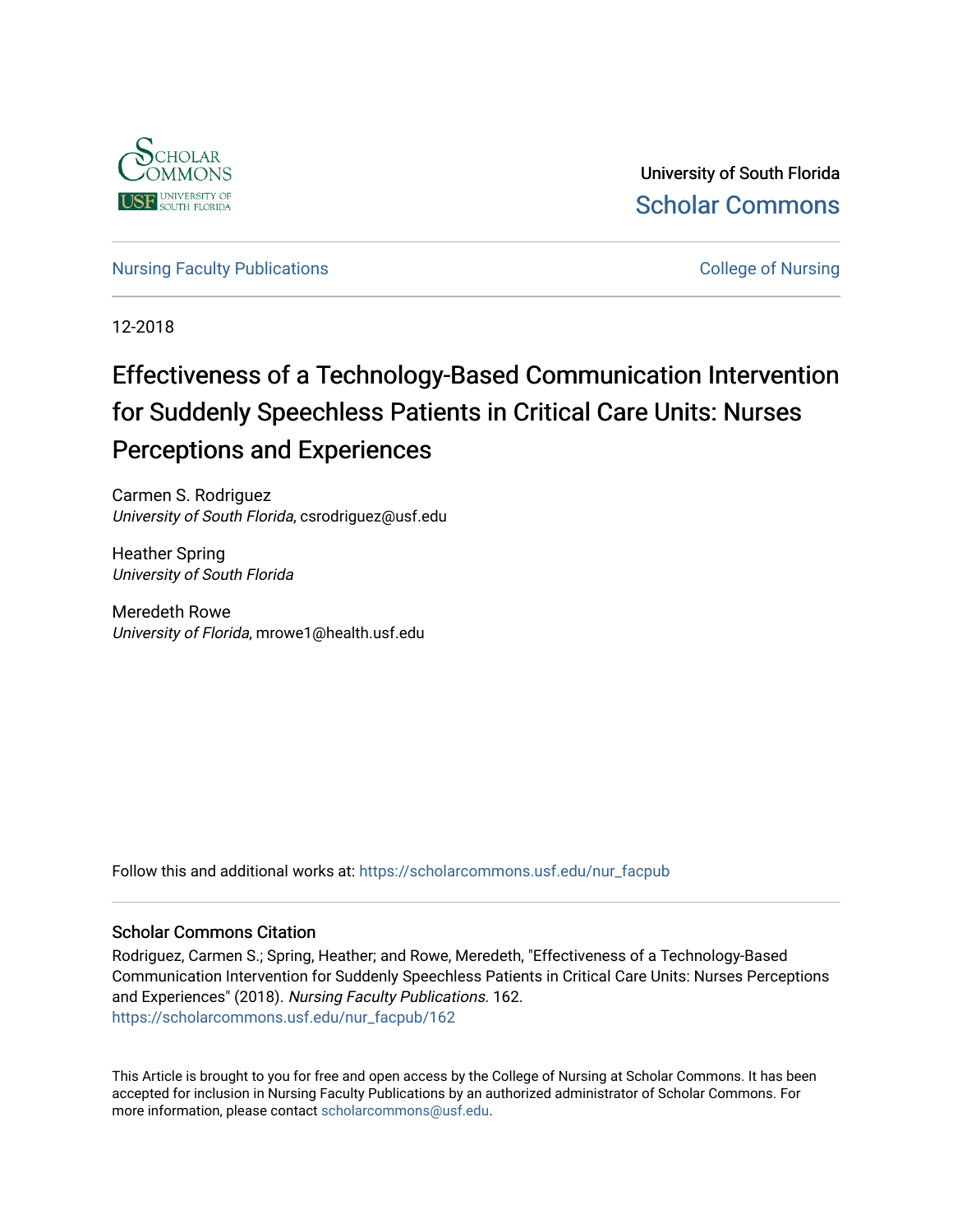University of South Florida

Scholar Commons

Nursing Faculty Publications

College of Nursing

12-2018

# Effectiveness of a Technology-Based Communication Intervention for Suddenly Speechless Patients in Critical Care Units: Nurses Perceptions and Experiences

Carmen S. Rodriguez
*University of South Florida*, csrodriguez@usf.edu

Heather Spring
*University of South Florida*

Meredeth Rowe
*University of Florida*, mrowe1@health.usf.edu

Follow this and additional works at: https://scholarcommons.usf.edu/nur_facpub

## Scholar Commons Citation

Rodriguez, Carmen S.; Spring, Heather; and Rowe, Meredeth, "Effectiveness of a Technology-Based Communication Intervention for Suddenly Speechless Patients in Critical Care Units: Nurses Perceptions and Experiences" (2018). *Nursing Faculty Publications.* 162.
https://scholarcommons.usf.edu/nur_facpub/162

This Article is brought to you for free and open access by the College of Nursing at Scholar Commons. It has been accepted for inclusion in Nursing Faculty Publications by an authorized administrator of Scholar Commons. For more information, please contact scholarcommons@usf.edu.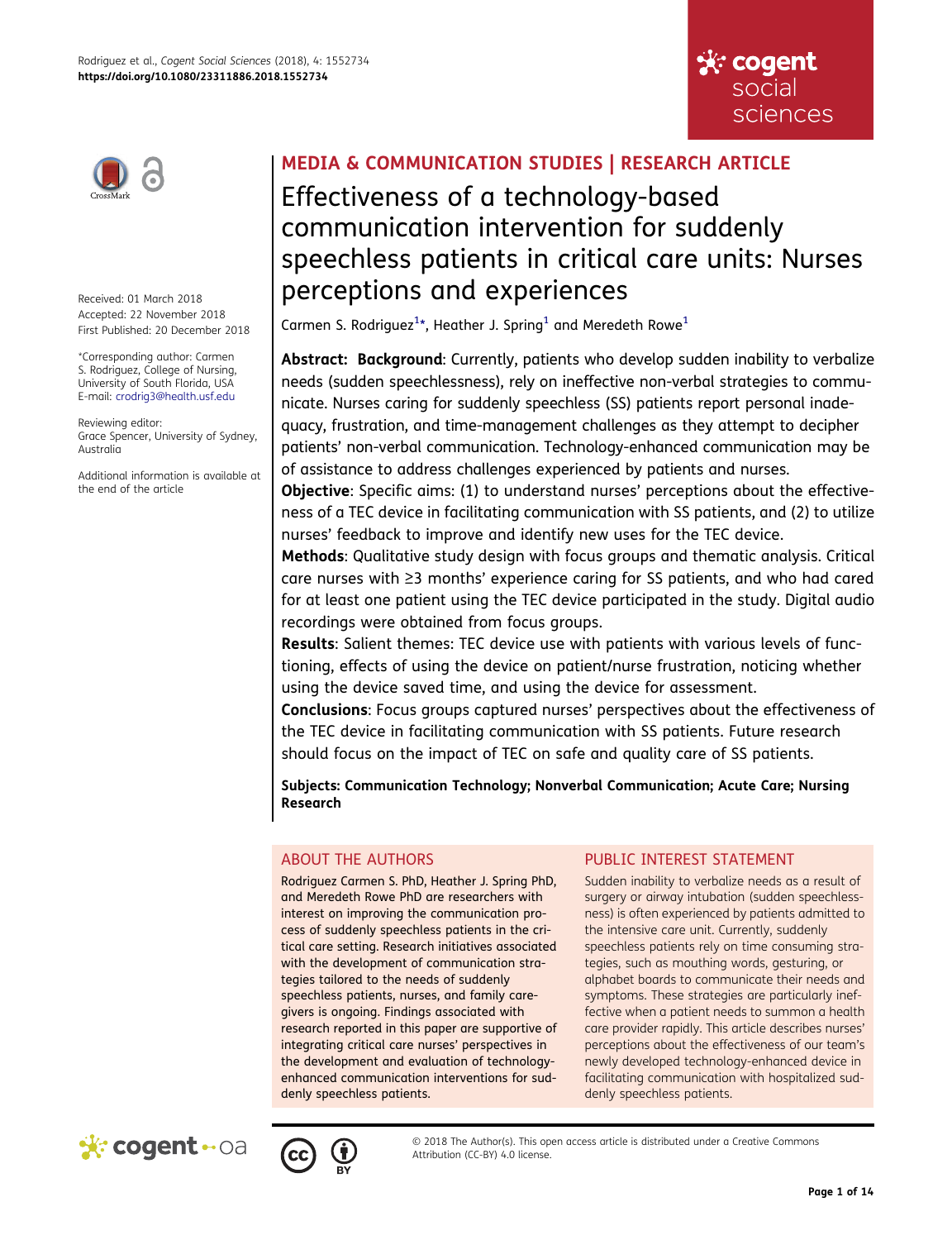MEDIA & COMMUNICATION STUDIES | RESEARCH ARTICLE

# Effectiveness of a technology-based communication intervention for suddenly speechless patients in critical care units: Nurses perceptions and experiences

Carmen S. Rodriguez[1]*, Heather J. Spring[1] and Meredeth Rowe[1]

Received: 01 March 2018
Accepted: 22 November 2018
First Published: 20 December 2018

*Corresponding author: Carmen S. Rodriguez, College of Nursing, University of South Florida, USA
E-mail: crodrig3@health.usf.edu

Reviewing editor:
Grace Spencer, University of Sydney, Australia

Additional information is available at the end of the article

**Abstract:** **Background**: Currently, patients who develop sudden inability to verbalize needs (sudden speechlessness), rely on ineffective non-verbal strategies to communicate. Nurses caring for suddenly speechless (SS) patients report personal inadequacy, frustration, and time-management challenges as they attempt to decipher patients' non-verbal communication. Technology-enhanced communication may be of assistance to address challenges experienced by patients and nurses.

**Objective**: Specific aims: (1) to understand nurses' perceptions about the effectiveness of a TEC device in facilitating communication with SS patients, and (2) to utilize nurses' feedback to improve and identify new uses for the TEC device.

**Methods**: Qualitative study design with focus groups and thematic analysis. Critical care nurses with ≥3 months' experience caring for SS patients, and who had cared for at least one patient using the TEC device participated in the study. Digital audio recordings were obtained from focus groups.

**Results**: Salient themes: TEC device use with patients with various levels of functioning, effects of using the device on patient/nurse frustration, noticing whether using the device saved time, and using the device for assessment.

**Conclusions**: Focus groups captured nurses' perspectives about the effectiveness of the TEC device in facilitating communication with SS patients. Future research should focus on the impact of TEC on safe and quality care of SS patients.

**Subjects: Communication Technology; Nonverbal Communication; Acute Care; Nursing Research**

## ABOUT THE AUTHORS

Rodriguez Carmen S. PhD, Heather J. Spring PhD, and Meredeth Rowe PhD are researchers with interest on improving the communication process of suddenly speechless patients in the critical care setting. Research initiatives associated with the development of communication strategies tailored to the needs of suddenly speechless patients, nurses, and family caregivers is ongoing. Findings associated with research reported in this paper are supportive of integrating critical care nurses' perspectives in the development and evaluation of technology-enhanced communication interventions for suddenly speechless patients.

## PUBLIC INTEREST STATEMENT

Sudden inability to verbalize needs as a result of surgery or airway intubation (sudden speechlessness) is often experienced by patients admitted to the intensive care unit. Currently, suddenly speechless patients rely on time consuming strategies, such as mouthing words, gesturing, or alphabet boards to communicate their needs and symptoms. These strategies are particularly ineffective when a patient needs to summon a health care provider rapidly. This article describes nurses' perceptions about the effectiveness of our team's newly developed technology-enhanced device in facilitating communication with hospitalized suddenly speechless patients.

© 2018 The Author(s). This open access article is distributed under a Creative Commons Attribution (CC-BY) 4.0 license.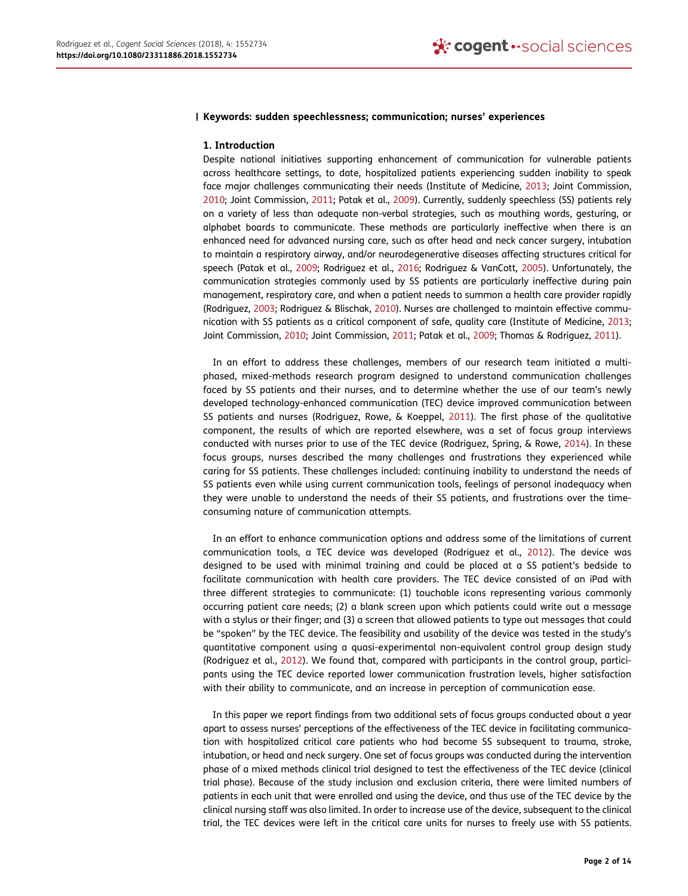**Keywords: sudden speechlessness; communication; nurses' experiences**

## 1. Introduction

Despite national initiatives supporting enhancement of communication for vulnerable patients across healthcare settings, to date, hospitalized patients experiencing sudden inability to speak face major challenges communicating their needs (Institute of Medicine, 2013; Joint Commission, 2010; Joint Commission, 2011; Patak et al., 2009). Currently, suddenly speechless (SS) patients rely on a variety of less than adequate non-verbal strategies, such as mouthing words, gesturing, or alphabet boards to communicate. These methods are particularly ineffective when there is an enhanced need for advanced nursing care, such as after head and neck cancer surgery, intubation to maintain a respiratory airway, and/or neurodegenerative diseases affecting structures critical for speech (Patak et al., 2009; Rodriguez et al., 2016; Rodriguez & VanCott, 2005). Unfortunately, the communication strategies commonly used by SS patients are particularly ineffective during pain management, respiratory care, and when a patient needs to summon a health care provider rapidly (Rodriguez, 2003; Rodriguez & Blischak, 2010). Nurses are challenged to maintain effective communication with SS patients as a critical component of safe, quality care (Institute of Medicine, 2013; Joint Commission, 2010; Joint Commission, 2011; Patak et al., 2009; Thomas & Rodriguez, 2011).

In an effort to address these challenges, members of our research team initiated a multi-phased, mixed-methods research program designed to understand communication challenges faced by SS patients and their nurses, and to determine whether the use of our team's newly developed technology-enhanced communication (TEC) device improved communication between SS patients and nurses (Rodriguez, Rowe, & Koeppel, 2011). The first phase of the qualitative component, the results of which are reported elsewhere, was a set of focus group interviews conducted with nurses prior to use of the TEC device (Rodriguez, Spring, & Rowe, 2014). In these focus groups, nurses described the many challenges and frustrations they experienced while caring for SS patients. These challenges included: continuing inability to understand the needs of SS patients even while using current communication tools, feelings of personal inadequacy when they were unable to understand the needs of their SS patients, and frustrations over the time-consuming nature of communication attempts.

In an effort to enhance communication options and address some of the limitations of current communication tools, a TEC device was developed (Rodriguez et al., 2012). The device was designed to be used with minimal training and could be placed at a SS patient's bedside to facilitate communication with health care providers. The TEC device consisted of an iPad with three different strategies to communicate: (1) touchable icons representing various commonly occurring patient care needs; (2) a blank screen upon which patients could write out a message with a stylus or their finger; and (3) a screen that allowed patients to type out messages that could be "spoken" by the TEC device. The feasibility and usability of the device was tested in the study's quantitative component using a quasi-experimental non-equivalent control group design study (Rodriguez et al., 2012). We found that, compared with participants in the control group, participants using the TEC device reported lower communication frustration levels, higher satisfaction with their ability to communicate, and an increase in perception of communication ease.

In this paper we report findings from two additional sets of focus groups conducted about a year apart to assess nurses' perceptions of the effectiveness of the TEC device in facilitating communication with hospitalized critical care patients who had become SS subsequent to trauma, stroke, intubation, or head and neck surgery. One set of focus groups was conducted during the intervention phase of a mixed methods clinical trial designed to test the effectiveness of the TEC device (clinical trial phase). Because of the study inclusion and exclusion criteria, there were limited numbers of patients in each unit that were enrolled and using the device, and thus use of the TEC device by the clinical nursing staff was also limited. In order to increase use of the device, subsequent to the clinical trial, the TEC devices were left in the critical care units for nurses to freely use with SS patients.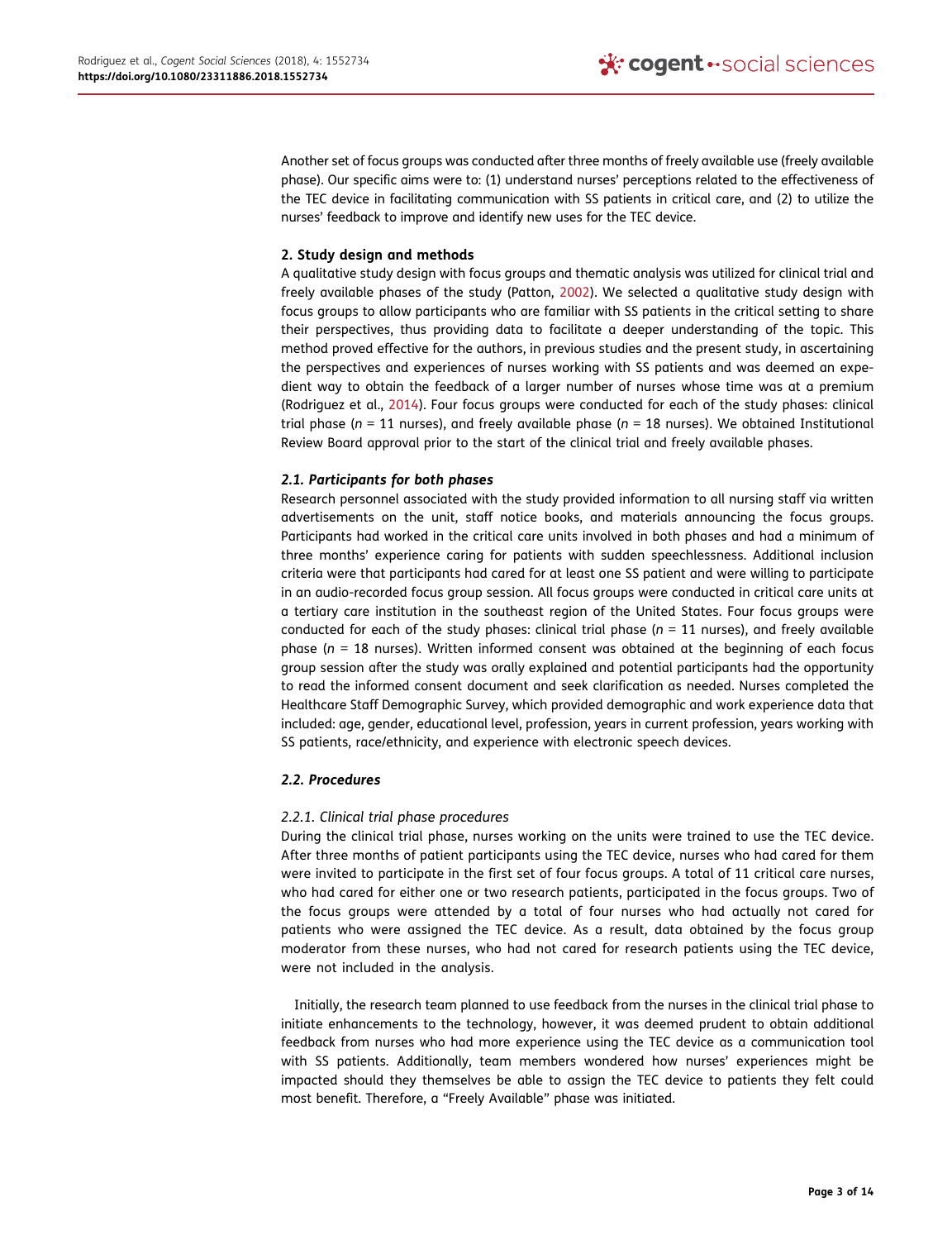Another set of focus groups was conducted after three months of freely available use (freely available phase). Our specific aims were to: (1) understand nurses' perceptions related to the effectiveness of the TEC device in facilitating communication with SS patients in critical care, and (2) to utilize the nurses' feedback to improve and identify new uses for the TEC device.

## 2. Study design and methods

A qualitative study design with focus groups and thematic analysis was utilized for clinical trial and freely available phases of the study (Patton, 2002). We selected a qualitative study design with focus groups to allow participants who are familiar with SS patients in the critical setting to share their perspectives, thus providing data to facilitate a deeper understanding of the topic. This method proved effective for the authors, in previous studies and the present study, in ascertaining the perspectives and experiences of nurses working with SS patients and was deemed an expedient way to obtain the feedback of a larger number of nurses whose time was at a premium (Rodriguez et al., 2014). Four focus groups were conducted for each of the study phases: clinical trial phase ($n$ = 11 nurses), and freely available phase ($n$ = 18 nurses). We obtained Institutional Review Board approval prior to the start of the clinical trial and freely available phases.

### 2.1. Participants for both phases

Research personnel associated with the study provided information to all nursing staff via written advertisements on the unit, staff notice books, and materials announcing the focus groups. Participants had worked in the critical care units involved in both phases and had a minimum of three months' experience caring for patients with sudden speechlessness. Additional inclusion criteria were that participants had cared for at least one SS patient and were willing to participate in an audio-recorded focus group session. All focus groups were conducted in critical care units at a tertiary care institution in the southeast region of the United States. Four focus groups were conducted for each of the study phases: clinical trial phase ($n$ = 11 nurses), and freely available phase ($n$ = 18 nurses). Written informed consent was obtained at the beginning of each focus group session after the study was orally explained and potential participants had the opportunity to read the informed consent document and seek clarification as needed. Nurses completed the Healthcare Staff Demographic Survey, which provided demographic and work experience data that included: age, gender, educational level, profession, years in current profession, years working with SS patients, race/ethnicity, and experience with electronic speech devices.

### 2.2. Procedures

#### 2.2.1. Clinical trial phase procedures

During the clinical trial phase, nurses working on the units were trained to use the TEC device. After three months of patient participants using the TEC device, nurses who had cared for them were invited to participate in the first set of four focus groups. A total of 11 critical care nurses, who had cared for either one or two research patients, participated in the focus groups. Two of the focus groups were attended by a total of four nurses who had actually not cared for patients who were assigned the TEC device. As a result, data obtained by the focus group moderator from these nurses, who had not cared for research patients using the TEC device, were not included in the analysis.

Initially, the research team planned to use feedback from the nurses in the clinical trial phase to initiate enhancements to the technology, however, it was deemed prudent to obtain additional feedback from nurses who had more experience using the TEC device as a communication tool with SS patients. Additionally, team members wondered how nurses' experiences might be impacted should they themselves be able to assign the TEC device to patients they felt could most benefit. Therefore, a "Freely Available" phase was initiated.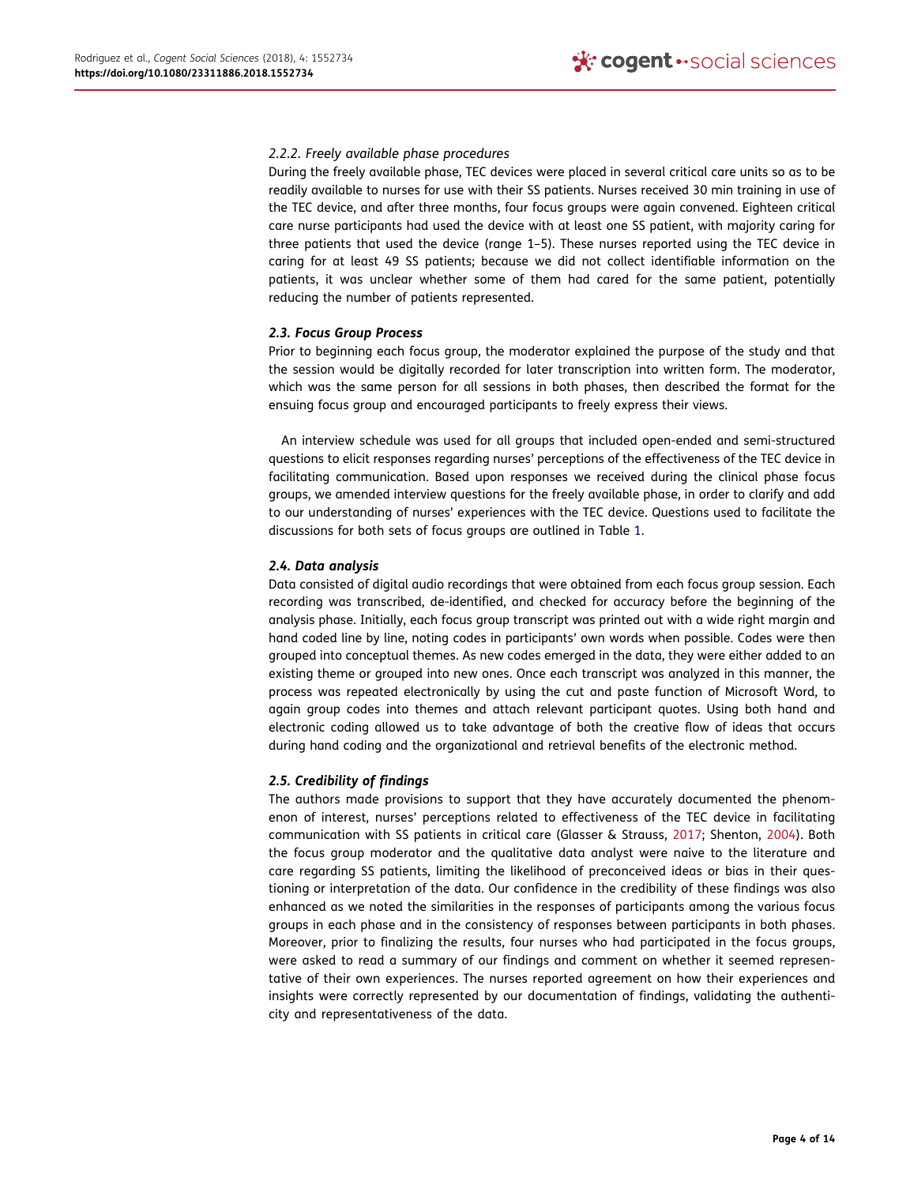#### 2.2.2. Freely available phase procedures

During the freely available phase, TEC devices were placed in several critical care units so as to be readily available to nurses for use with their SS patients. Nurses received 30 min training in use of the TEC device, and after three months, four focus groups were again convened. Eighteen critical care nurse participants had used the device with at least one SS patient, with majority caring for three patients that used the device (range 1–5). These nurses reported using the TEC device in caring for at least 49 SS patients; because we did not collect identifiable information on the patients, it was unclear whether some of them had cared for the same patient, potentially reducing the number of patients represented.

### 2.3. Focus Group Process

Prior to beginning each focus group, the moderator explained the purpose of the study and that the session would be digitally recorded for later transcription into written form. The moderator, which was the same person for all sessions in both phases, then described the format for the ensuing focus group and encouraged participants to freely express their views.

An interview schedule was used for all groups that included open-ended and semi-structured questions to elicit responses regarding nurses' perceptions of the effectiveness of the TEC device in facilitating communication. Based upon responses we received during the clinical phase focus groups, we amended interview questions for the freely available phase, in order to clarify and add to our understanding of nurses' experiences with the TEC device. Questions used to facilitate the discussions for both sets of focus groups are outlined in Table 1.

### 2.4. Data analysis

Data consisted of digital audio recordings that were obtained from each focus group session. Each recording was transcribed, de-identified, and checked for accuracy before the beginning of the analysis phase. Initially, each focus group transcript was printed out with a wide right margin and hand coded line by line, noting codes in participants' own words when possible. Codes were then grouped into conceptual themes. As new codes emerged in the data, they were either added to an existing theme or grouped into new ones. Once each transcript was analyzed in this manner, the process was repeated electronically by using the cut and paste function of Microsoft Word, to again group codes into themes and attach relevant participant quotes. Using both hand and electronic coding allowed us to take advantage of both the creative flow of ideas that occurs during hand coding and the organizational and retrieval benefits of the electronic method.

### 2.5. Credibility of findings

The authors made provisions to support that they have accurately documented the phenomenon of interest, nurses' perceptions related to effectiveness of the TEC device in facilitating communication with SS patients in critical care (Glasser & Strauss, 2017; Shenton, 2004). Both the focus group moderator and the qualitative data analyst were naive to the literature and care regarding SS patients, limiting the likelihood of preconceived ideas or bias in their questioning or interpretation of the data. Our confidence in the credibility of these findings was also enhanced as we noted the similarities in the responses of participants among the various focus groups in each phase and in the consistency of responses between participants in both phases. Moreover, prior to finalizing the results, four nurses who had participated in the focus groups, were asked to read a summary of our findings and comment on whether it seemed representative of their own experiences. The nurses reported agreement on how their experiences and insights were correctly represented by our documentation of findings, validating the authenticity and representativeness of the data.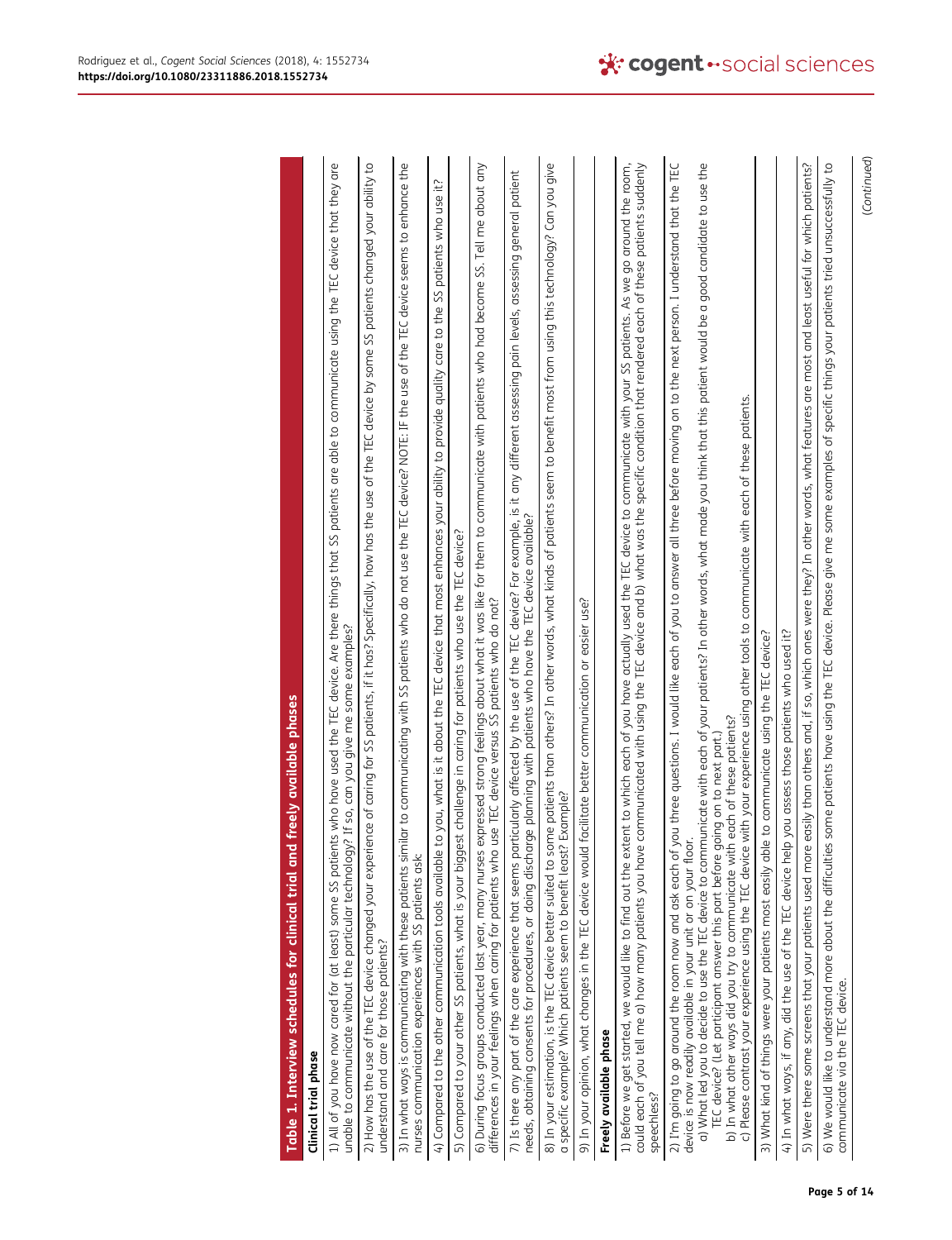**Table 1. Interview schedules for clinical trial and freely available phases**

| |
|---|
| **Clinical trial phase** |
| 1) All of you have now cared for (at least) some SS patients who have used the TEC device. Are there things that SS patients are able to communicate using the TEC device that they are unable to communicate without the particular technology? If so, can you give me some examples? |
| 2) How has the use of the TEC device changed your experience of caring for SS patients, if it has? Specifically, how has the use of the TEC device by some SS patients changed your ability to understand and care for those patients? |
| 3) In what ways is communicating with these patients similar to communicating with SS patients who do not use the TEC device? NOTE: IF the use of the TEC device seems to enhance the nurses communication experiences with SS patients ask: |
| 4) Compared to the other communication tools available to you, what is it about the TEC device that most enhances your ability to provide quality care to the SS patients who use it? |
| 5) Compared to your other SS patients, what is your biggest challenge in caring for patients who use the TEC device? |
| 6) During focus groups conducted last year, many nurses expressed strong feelings about what it was like for them to communicate with patients who had become SS. Tell me about any differences in your feelings when caring for patients who use TEC device versus SS patients who do not? |
| 7) Is there any part of the care experience that seems particularly affected by the use of the TEC device? For example, is it any different assessing pain levels, assessing general patient needs, obtaining consents for procedures, or doing discharge planning with patients who have the TEC device available? |
| 8) In your estimation, is the TEC device better suited to some patients than others? In other words, what kinds of patients seem to benefit most from using this technology? Can you give a specific example? Which patients seem to benefit least? Example? |
| 9) In your opinion, what changes in the TEC device would facilitate better communication or easier use? |
| **Freely available phase** |
| 1) Before we get started, we would like to find out the extent to which each of you have actually used the TEC device to communicate with your SS patients. As we go around the room, could each of you tell me a) how many patients you have communicated with using the TEC device and b) what was the specific condition that rendered each of these patients suddenly speechless? |
| 2) I'm going to go around the room now and ask each of you three questions. I would like each of you to answer all three before moving on to the next person. I understand that the TEC device is now readily available in your unit or on your floor.<br>a) What led you to decide to use the TEC device to communicate with each of your patients? In other words, what made you think that this patient would be a good candidate to use the TEC device? (Let participant answer this part before going on to next part.)<br>b) In what other ways did you try to communicate with each of these patients?<br>c) Please contrast your experience using the TEC device with your experience using other tools to communicate with each of these patients. |
| 3) What kind of things were your patients most easily able to communicate using the TEC device? |
| 4) In what ways, if any, did the use of the TEC device help you assess those patients who used it? |
| 5) Were there some screens that your patients used more easily than others and, if so, which ones were they? In other words, what features are most and least useful for which patients? |
| 6) We would like to understand more about the difficulties some patients have using the TEC device. Please give me some examples of specific things your patients tried unsuccessfully to communicate via the TEC device. |

(Continued)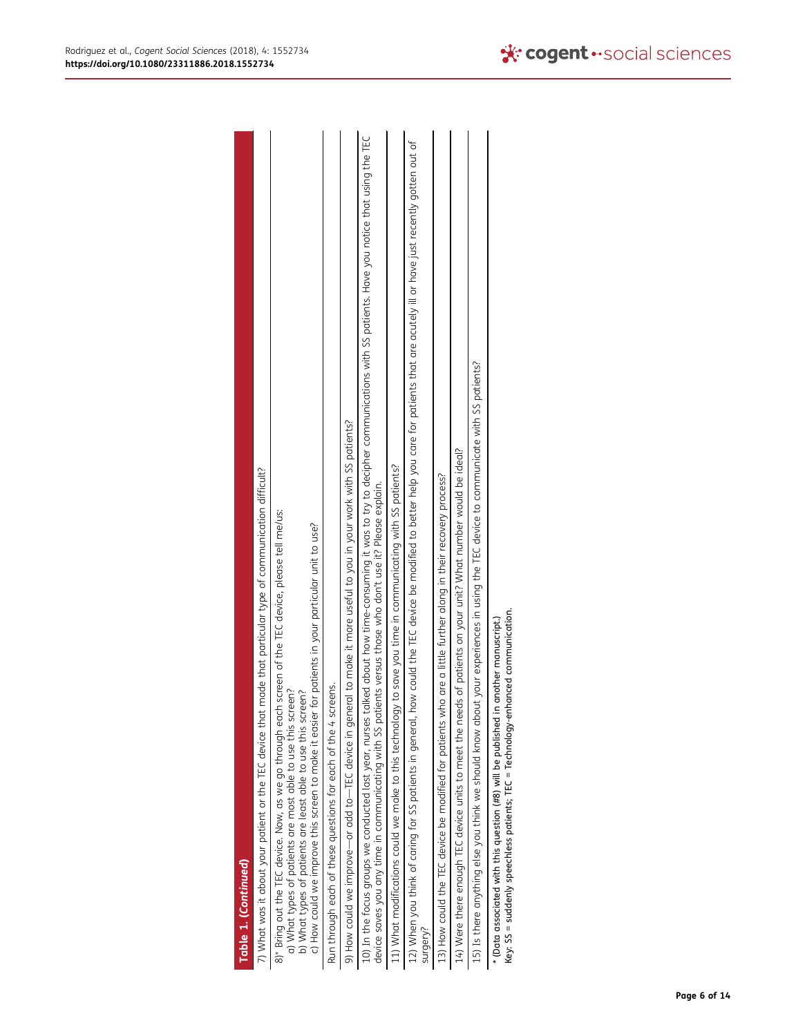**Table 1. (Continued)**

| |
|---|
| 7) What was it about your patient or the TEC device that made that particular type of communication difficult? |
| 8)* Bring out the TEC device. Now, as we go through each screen of the TEC device, please tell me/us:<br>a) What types of patients are most able to use this screen?<br>b) What types of patients are least able to use this screen?<br>c) How could we improve this screen to make it easier for patients in your particular unit to use? |
| Run through each of these questions for each of the 4 screens. |
| 9) How could we improve—or add to—TEC device in general to make it more useful to you in your work with SS patients? |
| 10) In the focus groups we conducted last year, nurses talked about how time-consuming it was to try to decipher communications with SS patients. Have you notice that using the TEC device saves you any time in communicating with SS patients versus those who don't use it? Please explain. |
| 11) What modifications could we make to this technology to save you time in communicating with SS patients? |
| 12) When you think of caring for SS patients in general, how could the TEC device be modified to better help you care for patients that are acutely ill or have just recently gotten out of surgery? |
| 13) How could the TEC device be modified for patients who are a little further along in their recovery process? |
| 14) Were there enough TEC device units to meet the needs of patients on your unit? What number would be ideal? |
| 15) Is there anything else you think we should know about your experiences in using the TEC device to communicate with SS patients? |

* (Data associated with this question (#8) will be published in another manuscript.)
Key: SS = suddenly speechless patients; TEC = Technology-enhanced communication.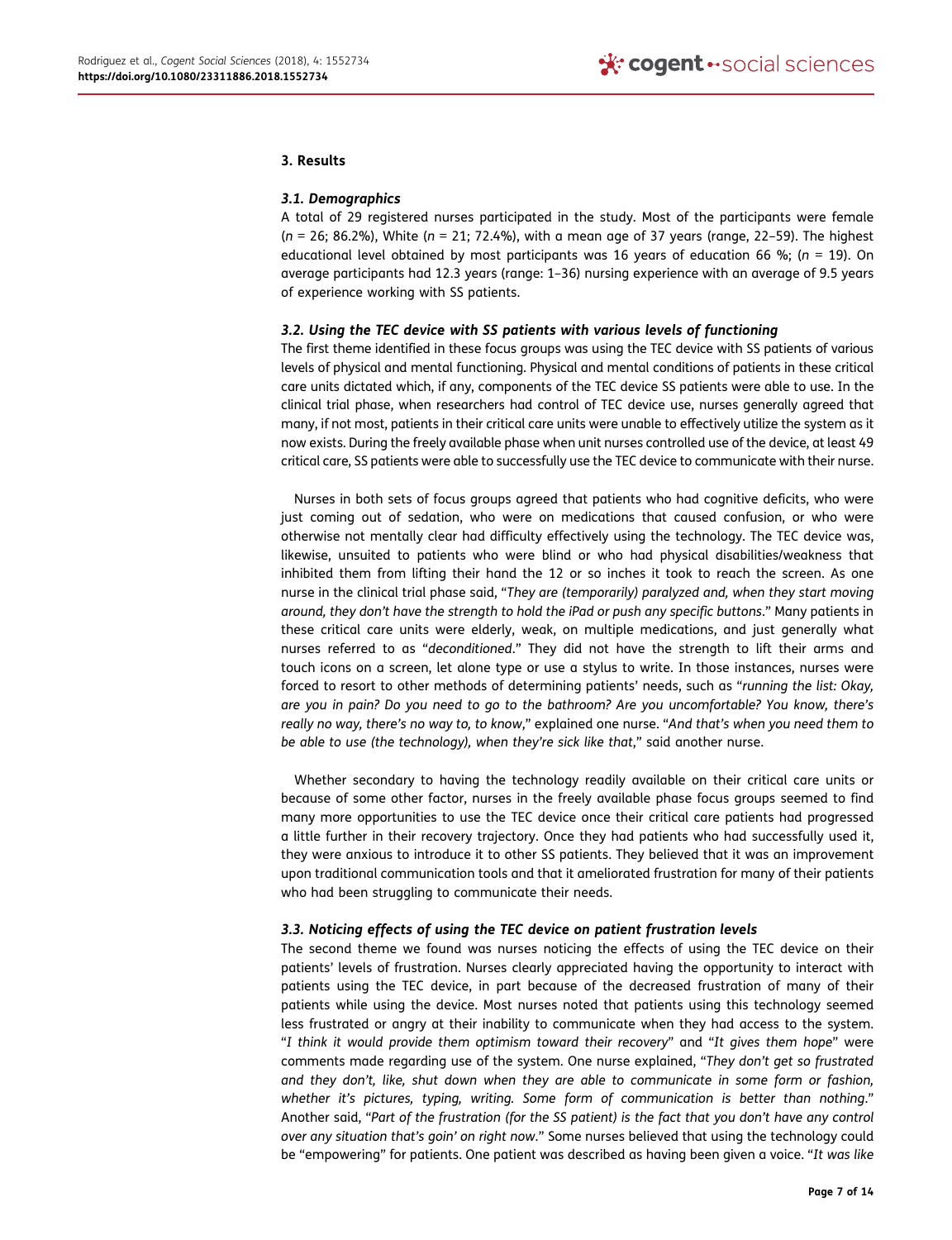## 3. Results

### 3.1. Demographics

A total of 29 registered nurses participated in the study. Most of the participants were female ($n$ = 26; 86.2%), White ($n$ = 21; 72.4%), with a mean age of 37 years (range, 22–59). The highest educational level obtained by most participants was 16 years of education 66 %; ($n$ = 19). On average participants had 12.3 years (range: 1–36) nursing experience with an average of 9.5 years of experience working with SS patients.

### 3.2. Using the TEC device with SS patients with various levels of functioning

The first theme identified in these focus groups was using the TEC device with SS patients of various levels of physical and mental functioning. Physical and mental conditions of patients in these critical care units dictated which, if any, components of the TEC device SS patients were able to use. In the clinical trial phase, when researchers had control of TEC device use, nurses generally agreed that many, if not most, patients in their critical care units were unable to effectively utilize the system as it now exists. During the freely available phase when unit nurses controlled use of the device, at least 49 critical care, SS patients were able to successfully use the TEC device to communicate with their nurse.

Nurses in both sets of focus groups agreed that patients who had cognitive deficits, who were just coming out of sedation, who were on medications that caused confusion, or who were otherwise not mentally clear had difficulty effectively using the technology. The TEC device was, likewise, unsuited to patients who were blind or who had physical disabilities/weakness that inhibited them from lifting their hand the 12 or so inches it took to reach the screen. As one nurse in the clinical trial phase said, "*They are (temporarily) paralyzed and, when they start moving around, they don't have the strength to hold the iPad or push any specific buttons*." Many patients in these critical care units were elderly, weak, on multiple medications, and just generally what nurses referred to as "*deconditioned*." They did not have the strength to lift their arms and touch icons on a screen, let alone type or use a stylus to write. In those instances, nurses were forced to resort to other methods of determining patients' needs, such as "*running the list: Okay, are you in pain? Do you need to go to the bathroom? Are you uncomfortable? You know, there's really no way, there's no way to, to know*," explained one nurse. "*And that's when you need them to be able to use (the technology), when they're sick like that*," said another nurse.

Whether secondary to having the technology readily available on their critical care units or because of some other factor, nurses in the freely available phase focus groups seemed to find many more opportunities to use the TEC device once their critical care patients had progressed a little further in their recovery trajectory. Once they had patients who had successfully used it, they were anxious to introduce it to other SS patients. They believed that it was an improvement upon traditional communication tools and that it ameliorated frustration for many of their patients who had been struggling to communicate their needs.

### 3.3. Noticing effects of using the TEC device on patient frustration levels

The second theme we found was nurses noticing the effects of using the TEC device on their patients' levels of frustration. Nurses clearly appreciated having the opportunity to interact with patients using the TEC device, in part because of the decreased frustration of many of their patients while using the device. Most nurses noted that patients using this technology seemed less frustrated or angry at their inability to communicate when they had access to the system. "*I think it would provide them optimism toward their recovery*" and "*It gives them hope*" were comments made regarding use of the system. One nurse explained, "*They don't get so frustrated and they don't, like, shut down when they are able to communicate in some form or fashion, whether it's pictures, typing, writing. Some form of communication is better than nothing*." Another said, "*Part of the frustration (for the SS patient) is the fact that you don't have any control over any situation that's goin' on right now*." Some nurses believed that using the technology could be "empowering" for patients. One patient was described as having been given a voice. "*It was like*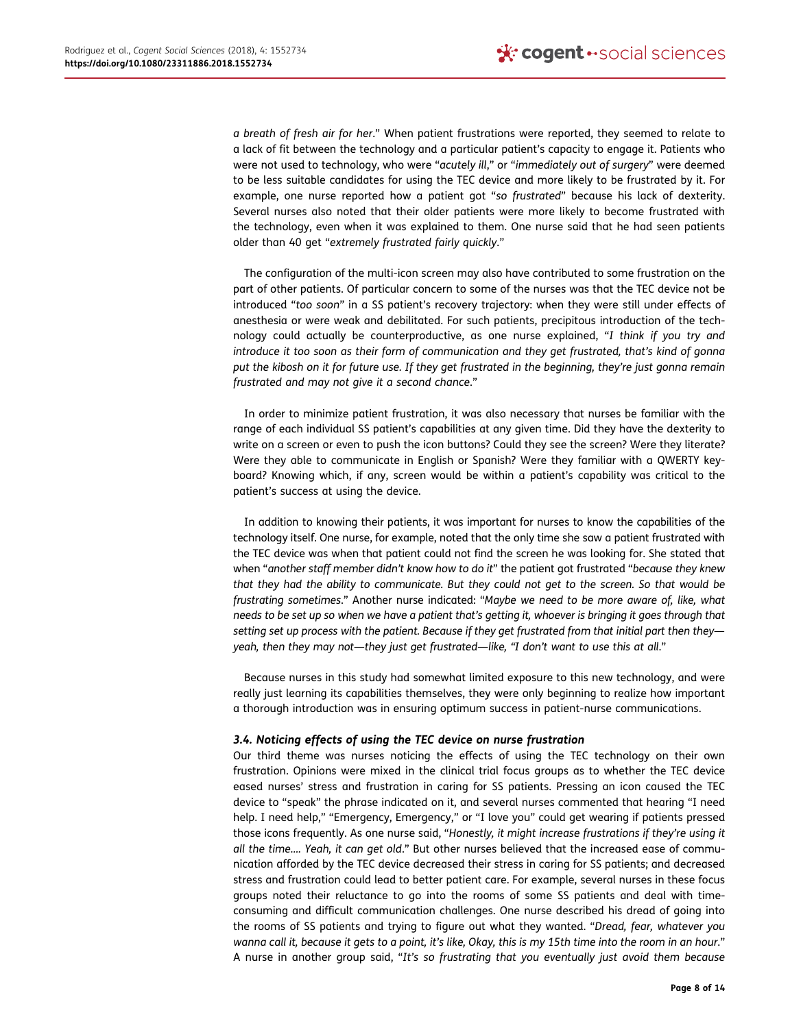*a breath of fresh air for her*." When patient frustrations were reported, they seemed to relate to a lack of fit between the technology and a particular patient's capacity to engage it. Patients who were not used to technology, who were "*acutely ill*," or "*immediately out of surgery*" were deemed to be less suitable candidates for using the TEC device and more likely to be frustrated by it. For example, one nurse reported how a patient got "*so frustrated*" because his lack of dexterity. Several nurses also noted that their older patients were more likely to become frustrated with the technology, even when it was explained to them. One nurse said that he had seen patients older than 40 get "*extremely frustrated fairly quickly*."

The configuration of the multi-icon screen may also have contributed to some frustration on the part of other patients. Of particular concern to some of the nurses was that the TEC device not be introduced "*too soon*" in a SS patient's recovery trajectory: when they were still under effects of anesthesia or were weak and debilitated. For such patients, precipitous introduction of the technology could actually be counterproductive, as one nurse explained, "*I think if you try and introduce it too soon as their form of communication and they get frustrated, that's kind of gonna put the kibosh on it for future use. If they get frustrated in the beginning, they're just gonna remain frustrated and may not give it a second chance*."

In order to minimize patient frustration, it was also necessary that nurses be familiar with the range of each individual SS patient's capabilities at any given time. Did they have the dexterity to write on a screen or even to push the icon buttons? Could they see the screen? Were they literate? Were they able to communicate in English or Spanish? Were they familiar with a QWERTY keyboard? Knowing which, if any, screen would be within a patient's capability was critical to the patient's success at using the device.

In addition to knowing their patients, it was important for nurses to know the capabilities of the technology itself. One nurse, for example, noted that the only time she saw a patient frustrated with the TEC device was when that patient could not find the screen he was looking for. She stated that when "*another staff member didn't know how to do it*" the patient got frustrated "*because they knew that they had the ability to communicate. But they could not get to the screen. So that would be frustrating sometimes*." Another nurse indicated: "*Maybe we need to be more aware of, like, what needs to be set up so when we have a patient that's getting it, whoever is bringing it goes through that setting set up process with the patient. Because if they get frustrated from that initial part then they—yeah, then they may not—they just get frustrated—like, "I don't want to use this at all*."

Because nurses in this study had somewhat limited exposure to this new technology, and were really just learning its capabilities themselves, they were only beginning to realize how important a thorough introduction was in ensuring optimum success in patient-nurse communications.

### 3.4. Noticing effects of using the TEC device on nurse frustration

Our third theme was nurses noticing the effects of using the TEC technology on their own frustration. Opinions were mixed in the clinical trial focus groups as to whether the TEC device eased nurses' stress and frustration in caring for SS patients. Pressing an icon caused the TEC device to "speak" the phrase indicated on it, and several nurses commented that hearing "I need help. I need help," "Emergency, Emergency," or "I love you" could get wearing if patients pressed those icons frequently. As one nurse said, "*Honestly, it might increase frustrations if they're using it all the time.... Yeah, it can get old*." But other nurses believed that the increased ease of communication afforded by the TEC device decreased their stress in caring for SS patients; and decreased stress and frustration could lead to better patient care. For example, several nurses in these focus groups noted their reluctance to go into the rooms of some SS patients and deal with time-consuming and difficult communication challenges. One nurse described his dread of going into the rooms of SS patients and trying to figure out what they wanted. "*Dread, fear, whatever you wanna call it, because it gets to a point, it's like, Okay, this is my 15th time into the room in an hour*." A nurse in another group said, "*It's so frustrating that you eventually just avoid them because*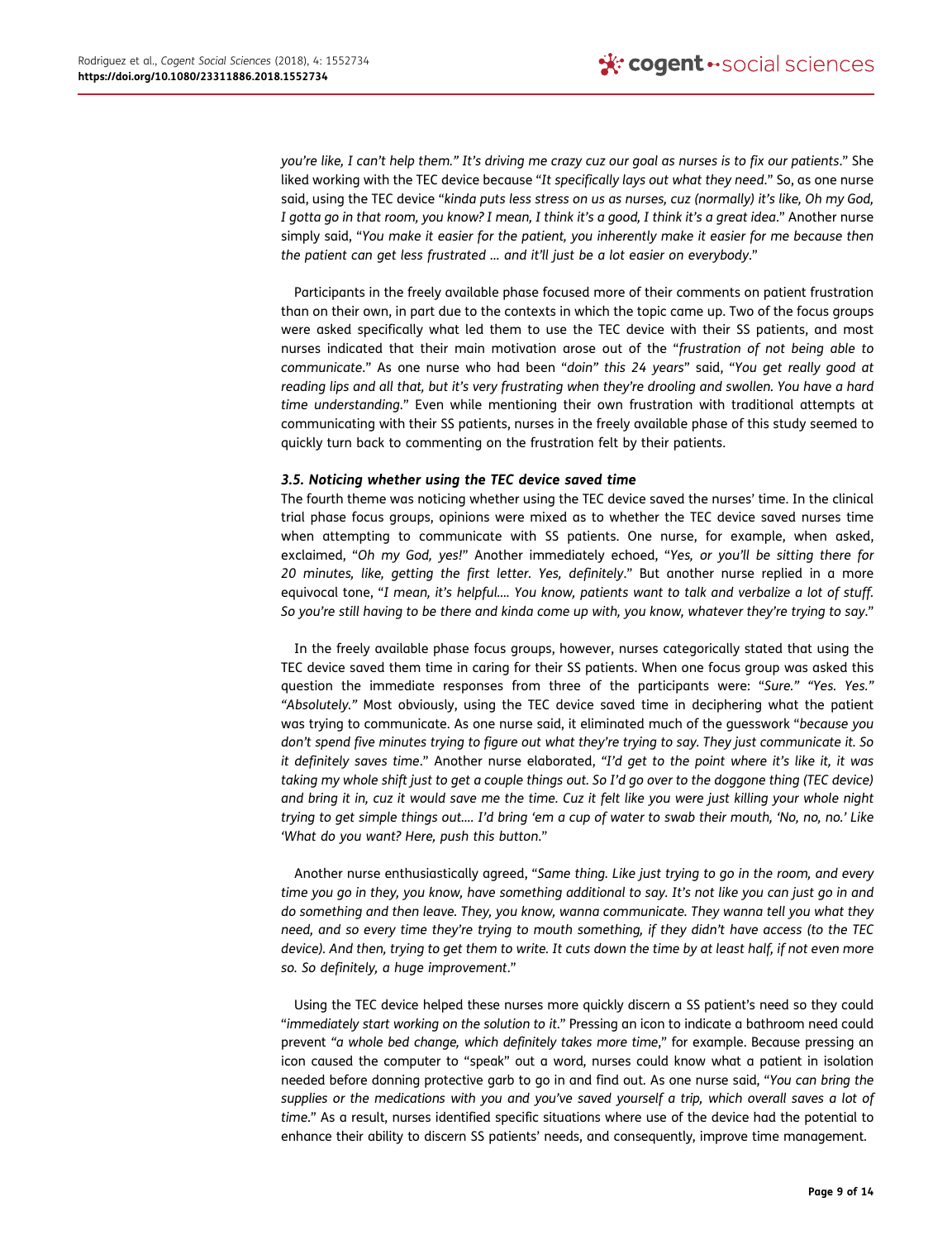*you're like, I can't help them." It's driving me crazy cuz our goal as nurses is to fix our patients*." She liked working with the TEC device because "*It specifically lays out what they need*." So, as one nurse said, using the TEC device "*kinda puts less stress on us as nurses, cuz (normally) it's like, Oh my God, I gotta go in that room, you know? I mean, I think it's a good, I think it's a great idea*." Another nurse simply said, "*You make it easier for the patient, you inherently make it easier for me because then the patient can get less frustrated … and it'll just be a lot easier on everybody*."

Participants in the freely available phase focused more of their comments on patient frustration than on their own, in part due to the contexts in which the topic came up. Two of the focus groups were asked specifically what led them to use the TEC device with their SS patients, and most nurses indicated that their main motivation arose out of the "*frustration of not being able to communicate*." As one nurse who had been "*doin" this 24 years*" said, "*You get really good at reading lips and all that, but it's very frustrating when they're drooling and swollen. You have a hard time understanding*." Even while mentioning their own frustration with traditional attempts at communicating with their SS patients, nurses in the freely available phase of this study seemed to quickly turn back to commenting on the frustration felt by their patients.

### 3.5. Noticing whether using the TEC device saved time

The fourth theme was noticing whether using the TEC device saved the nurses' time. In the clinical trial phase focus groups, opinions were mixed as to whether the TEC device saved nurses time when attempting to communicate with SS patients. One nurse, for example, when asked, exclaimed, "*Oh my God, yes!*" Another immediately echoed, "*Yes, or you'll be sitting there for 20 minutes, like, getting the first letter. Yes, definitely*." But another nurse replied in a more equivocal tone, "*I mean, it's helpful.… You know, patients want to talk and verbalize a lot of stuff. So you're still having to be there and kinda come up with, you know, whatever they're trying to say*."

In the freely available phase focus groups, however, nurses categorically stated that using the TEC device saved them time in caring for their SS patients. When one focus group was asked this question the immediate responses from three of the participants were: "*Sure." "Yes. Yes." "Absolutely."* Most obviously, using the TEC device saved time in deciphering what the patient was trying to communicate. As one nurse said, it eliminated much of the guesswork "*because you don't spend five minutes trying to figure out what they're trying to say. They just communicate it. So it definitely saves time*." Another nurse elaborated, "*I'd get to the point where it's like it, it was taking my whole shift just to get a couple things out. So I'd go over to the doggone thing (TEC device) and bring it in, cuz it would save me the time. Cuz it felt like you were just killing your whole night trying to get simple things out.… I'd bring 'em a cup of water to swab their mouth, 'No, no, no.' Like 'What do you want? Here, push this button*."

Another nurse enthusiastically agreed, "*Same thing. Like just trying to go in the room, and every time you go in they, you know, have something additional to say. It's not like you can just go in and do something and then leave. They, you know, wanna communicate. They wanna tell you what they need, and so every time they're trying to mouth something, if they didn't have access (to the TEC device). And then, trying to get them to write. It cuts down the time by at least half, if not even more so. So definitely, a huge improvement*."

Using the TEC device helped these nurses more quickly discern a SS patient's need so they could "*immediately start working on the solution to it*." Pressing an icon to indicate a bathroom need could prevent "*a whole bed change, which definitely takes more time*," for example. Because pressing an icon caused the computer to "speak" out a word, nurses could know what a patient in isolation needed before donning protective garb to go in and find out. As one nurse said, "*You can bring the supplies or the medications with you and you've saved yourself a trip, which overall saves a lot of time*." As a result, nurses identified specific situations where use of the device had the potential to enhance their ability to discern SS patients' needs, and consequently, improve time management.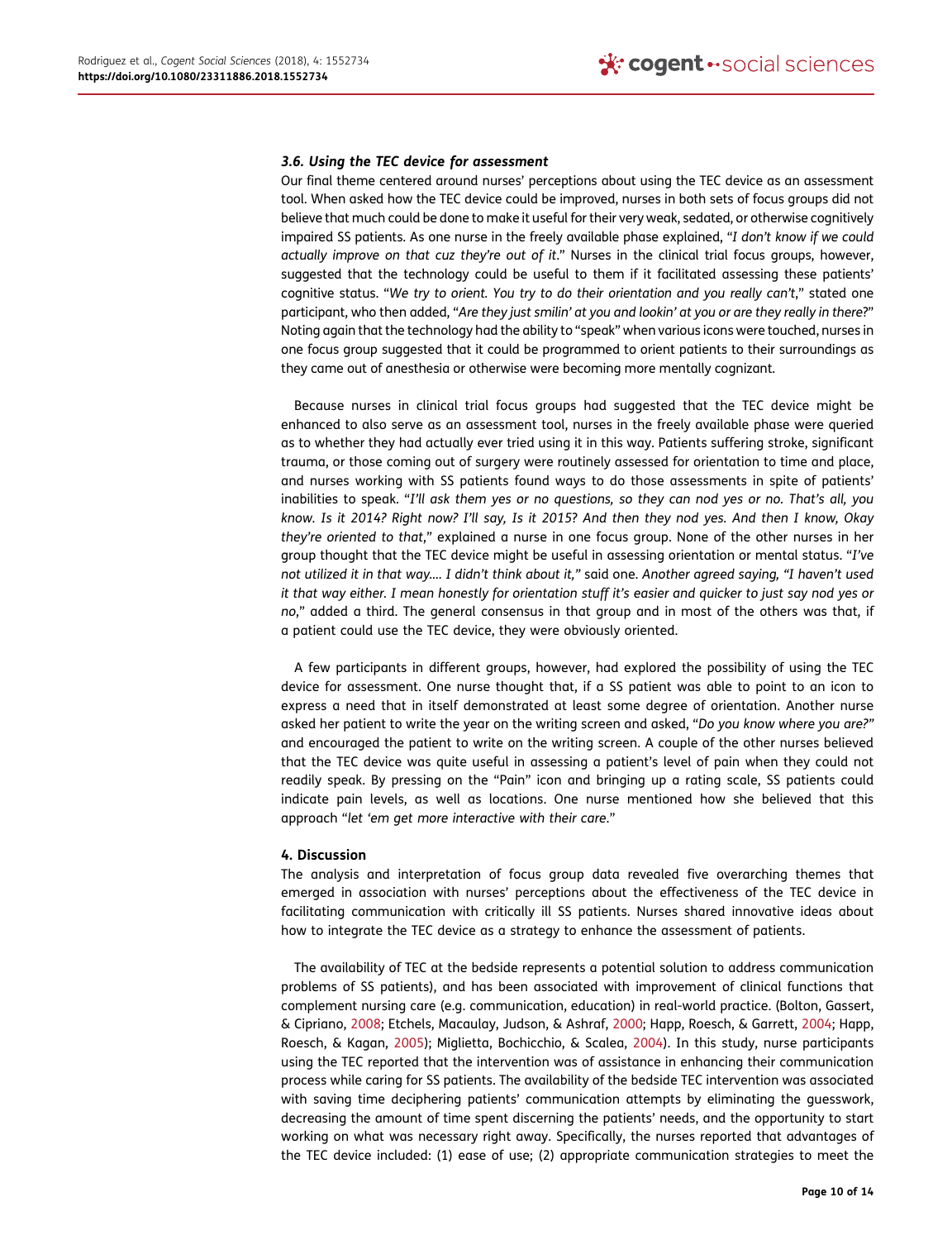### *3.6. Using the TEC device for assessment*

Our final theme centered around nurses' perceptions about using the TEC device as an assessment tool. When asked how the TEC device could be improved, nurses in both sets of focus groups did not believe that much could be done to make it useful for their very weak, sedated, or otherwise cognitively impaired SS patients. As one nurse in the freely available phase explained, "*I don't know if we could actually improve on that cuz they're out of it*." Nurses in the clinical trial focus groups, however, suggested that the technology could be useful to them if it facilitated assessing these patients' cognitive status. "*We try to orient. You try to do their orientation and you really can't*," stated one participant, who then added, "*Are they just smilin' at you and lookin' at you or are they really in there?*" Noting again that the technology had the ability to "speak" when various icons were touched, nurses in one focus group suggested that it could be programmed to orient patients to their surroundings as they came out of anesthesia or otherwise were becoming more mentally cognizant.

Because nurses in clinical trial focus groups had suggested that the TEC device might be enhanced to also serve as an assessment tool, nurses in the freely available phase were queried as to whether they had actually ever tried using it in this way. Patients suffering stroke, significant trauma, or those coming out of surgery were routinely assessed for orientation to time and place, and nurses working with SS patients found ways to do those assessments in spite of patients' inabilities to speak. "*I'll ask them yes or no questions, so they can nod yes or no. That's all, you know. Is it 2014? Right now? I'll say, Is it 2015? And then they nod yes. And then I know, Okay they're oriented to that*," explained a nurse in one focus group. None of the other nurses in her group thought that the TEC device might be useful in assessing orientation or mental status. "*I've not utilized it in that way.... I didn't think about it,"* said one. *Another agreed saying, "I haven't used it that way either. I mean honestly for orientation stuff it's easier and quicker to just say nod yes or no*," added a third. The general consensus in that group and in most of the others was that, if a patient could use the TEC device, they were obviously oriented.

A few participants in different groups, however, had explored the possibility of using the TEC device for assessment. One nurse thought that, if a SS patient was able to point to an icon to express a need that in itself demonstrated at least some degree of orientation. Another nurse asked her patient to write the year on the writing screen and asked, "*Do you know where you are?"* and encouraged the patient to write on the writing screen. A couple of the other nurses believed that the TEC device was quite useful in assessing a patient's level of pain when they could not readily speak. By pressing on the "Pain" icon and bringing up a rating scale, SS patients could indicate pain levels, as well as locations. One nurse mentioned how she believed that this approach "*let 'em get more interactive with their care*."

## 4. Discussion

The analysis and interpretation of focus group data revealed five overarching themes that emerged in association with nurses' perceptions about the effectiveness of the TEC device in facilitating communication with critically ill SS patients. Nurses shared innovative ideas about how to integrate the TEC device as a strategy to enhance the assessment of patients.

The availability of TEC at the bedside represents a potential solution to address communication problems of SS patients), and has been associated with improvement of clinical functions that complement nursing care (e.g. communication, education) in real-world practice. (Bolton, Gassert, & Cipriano, 2008; Etchels, Macaulay, Judson, & Ashraf, 2000; Happ, Roesch, & Garrett, 2004; Happ, Roesch, & Kagan, 2005); Miglietta, Bochicchio, & Scalea, 2004). In this study, nurse participants using the TEC reported that the intervention was of assistance in enhancing their communication process while caring for SS patients. The availability of the bedside TEC intervention was associated with saving time deciphering patients' communication attempts by eliminating the guesswork, decreasing the amount of time spent discerning the patients' needs, and the opportunity to start working on what was necessary right away. Specifically, the nurses reported that advantages of the TEC device included: (1) ease of use; (2) appropriate communication strategies to meet the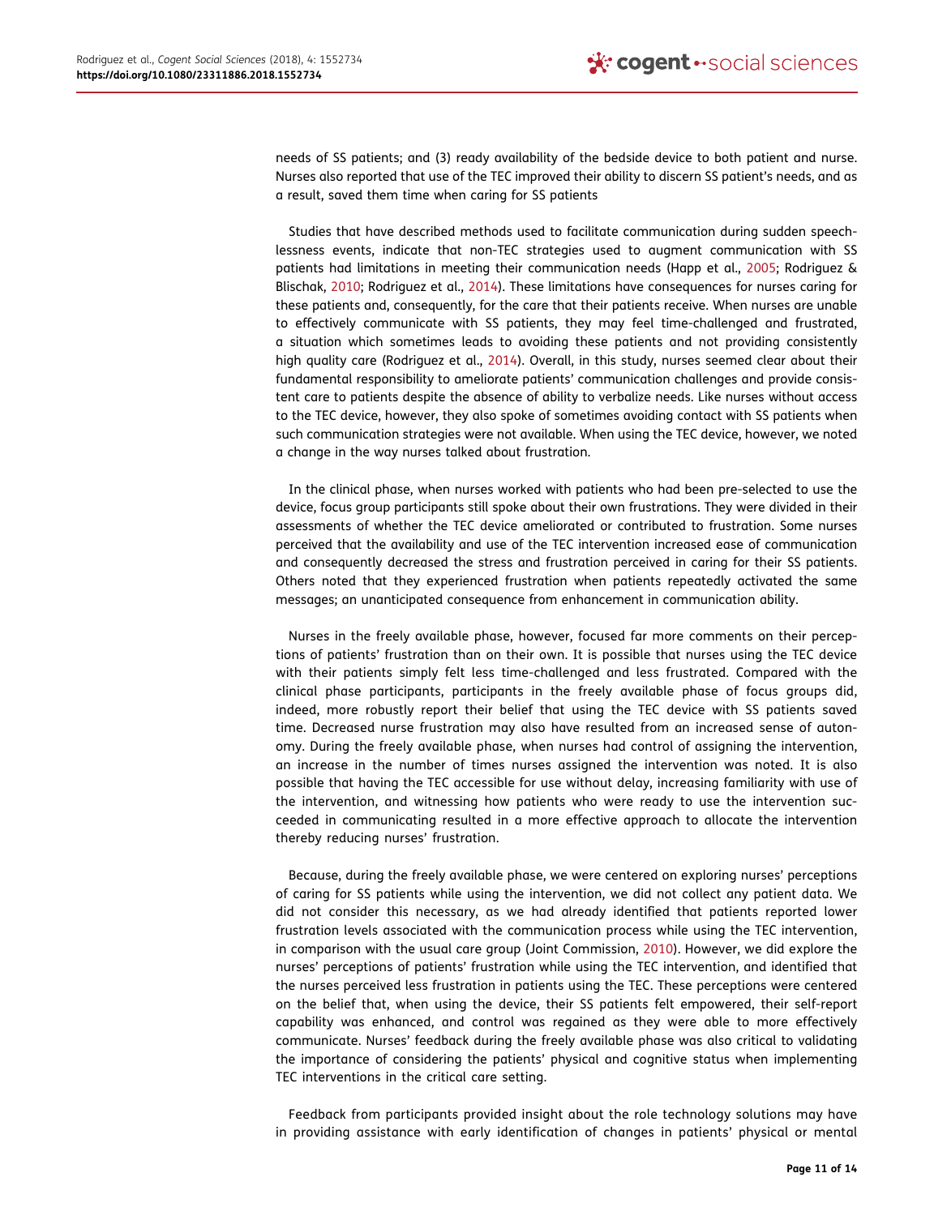needs of SS patients; and (3) ready availability of the bedside device to both patient and nurse. Nurses also reported that use of the TEC improved their ability to discern SS patient's needs, and as a result, saved them time when caring for SS patients

Studies that have described methods used to facilitate communication during sudden speechlessness events, indicate that non-TEC strategies used to augment communication with SS patients had limitations in meeting their communication needs (Happ et al., 2005; Rodriguez & Blischak, 2010; Rodriguez et al., 2014). These limitations have consequences for nurses caring for these patients and, consequently, for the care that their patients receive. When nurses are unable to effectively communicate with SS patients, they may feel time-challenged and frustrated, a situation which sometimes leads to avoiding these patients and not providing consistently high quality care (Rodriguez et al., 2014). Overall, in this study, nurses seemed clear about their fundamental responsibility to ameliorate patients' communication challenges and provide consistent care to patients despite the absence of ability to verbalize needs. Like nurses without access to the TEC device, however, they also spoke of sometimes avoiding contact with SS patients when such communication strategies were not available. When using the TEC device, however, we noted a change in the way nurses talked about frustration.

In the clinical phase, when nurses worked with patients who had been pre-selected to use the device, focus group participants still spoke about their own frustrations. They were divided in their assessments of whether the TEC device ameliorated or contributed to frustration. Some nurses perceived that the availability and use of the TEC intervention increased ease of communication and consequently decreased the stress and frustration perceived in caring for their SS patients. Others noted that they experienced frustration when patients repeatedly activated the same messages; an unanticipated consequence from enhancement in communication ability.

Nurses in the freely available phase, however, focused far more comments on their perceptions of patients' frustration than on their own. It is possible that nurses using the TEC device with their patients simply felt less time-challenged and less frustrated. Compared with the clinical phase participants, participants in the freely available phase of focus groups did, indeed, more robustly report their belief that using the TEC device with SS patients saved time. Decreased nurse frustration may also have resulted from an increased sense of autonomy. During the freely available phase, when nurses had control of assigning the intervention, an increase in the number of times nurses assigned the intervention was noted. It is also possible that having the TEC accessible for use without delay, increasing familiarity with use of the intervention, and witnessing how patients who were ready to use the intervention succeeded in communicating resulted in a more effective approach to allocate the intervention thereby reducing nurses' frustration.

Because, during the freely available phase, we were centered on exploring nurses' perceptions of caring for SS patients while using the intervention, we did not collect any patient data. We did not consider this necessary, as we had already identified that patients reported lower frustration levels associated with the communication process while using the TEC intervention, in comparison with the usual care group (Joint Commission, 2010). However, we did explore the nurses' perceptions of patients' frustration while using the TEC intervention, and identified that the nurses perceived less frustration in patients using the TEC. These perceptions were centered on the belief that, when using the device, their SS patients felt empowered, their self-report capability was enhanced, and control was regained as they were able to more effectively communicate. Nurses' feedback during the freely available phase was also critical to validating the importance of considering the patients' physical and cognitive status when implementing TEC interventions in the critical care setting.

Feedback from participants provided insight about the role technology solutions may have in providing assistance with early identification of changes in patients' physical or mental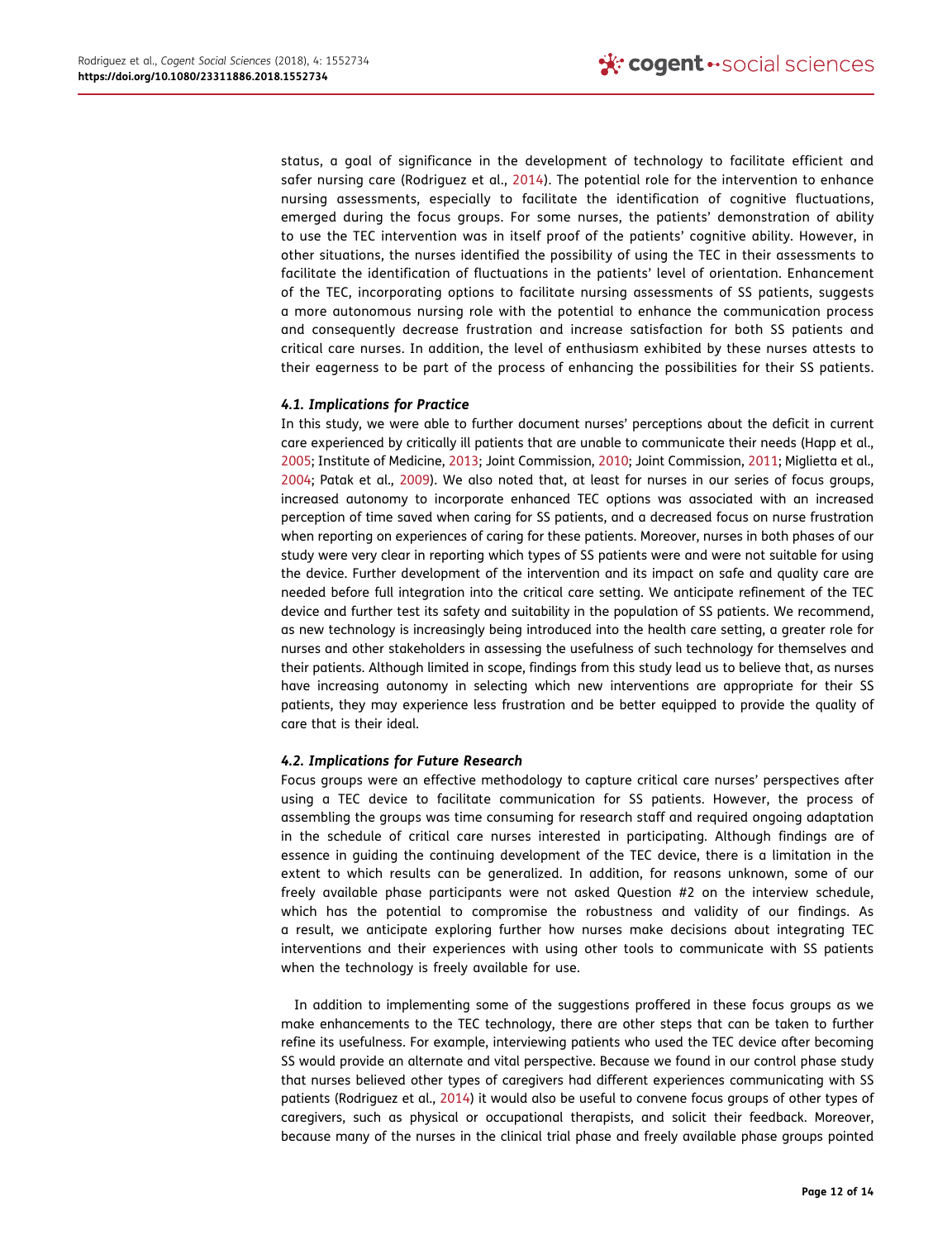status, a goal of significance in the development of technology to facilitate efficient and safer nursing care (Rodriguez et al., 2014). The potential role for the intervention to enhance nursing assessments, especially to facilitate the identification of cognitive fluctuations, emerged during the focus groups. For some nurses, the patients' demonstration of ability to use the TEC intervention was in itself proof of the patients' cognitive ability. However, in other situations, the nurses identified the possibility of using the TEC in their assessments to facilitate the identification of fluctuations in the patients' level of orientation. Enhancement of the TEC, incorporating options to facilitate nursing assessments of SS patients, suggests a more autonomous nursing role with the potential to enhance the communication process and consequently decrease frustration and increase satisfaction for both SS patients and critical care nurses. In addition, the level of enthusiasm exhibited by these nurses attests to their eagerness to be part of the process of enhancing the possibilities for their SS patients.

### *4.1. Implications for Practice*

In this study, we were able to further document nurses' perceptions about the deficit in current care experienced by critically ill patients that are unable to communicate their needs (Happ et al., 2005; Institute of Medicine, 2013; Joint Commission, 2010; Joint Commission, 2011; Miglietta et al., 2004; Patak et al., 2009). We also noted that, at least for nurses in our series of focus groups, increased autonomy to incorporate enhanced TEC options was associated with an increased perception of time saved when caring for SS patients, and a decreased focus on nurse frustration when reporting on experiences of caring for these patients. Moreover, nurses in both phases of our study were very clear in reporting which types of SS patients were and were not suitable for using the device. Further development of the intervention and its impact on safe and quality care are needed before full integration into the critical care setting. We anticipate refinement of the TEC device and further test its safety and suitability in the population of SS patients. We recommend, as new technology is increasingly being introduced into the health care setting, a greater role for nurses and other stakeholders in assessing the usefulness of such technology for themselves and their patients. Although limited in scope, findings from this study lead us to believe that, as nurses have increasing autonomy in selecting which new interventions are appropriate for their SS patients, they may experience less frustration and be better equipped to provide the quality of care that is their ideal.

### *4.2. Implications for Future Research*

Focus groups were an effective methodology to capture critical care nurses' perspectives after using a TEC device to facilitate communication for SS patients. However, the process of assembling the groups was time consuming for research staff and required ongoing adaptation in the schedule of critical care nurses interested in participating. Although findings are of essence in guiding the continuing development of the TEC device, there is a limitation in the extent to which results can be generalized. In addition, for reasons unknown, some of our freely available phase participants were not asked Question #2 on the interview schedule, which has the potential to compromise the robustness and validity of our findings. As a result, we anticipate exploring further how nurses make decisions about integrating TEC interventions and their experiences with using other tools to communicate with SS patients when the technology is freely available for use.

In addition to implementing some of the suggestions proffered in these focus groups as we make enhancements to the TEC technology, there are other steps that can be taken to further refine its usefulness. For example, interviewing patients who used the TEC device after becoming SS would provide an alternate and vital perspective. Because we found in our control phase study that nurses believed other types of caregivers had different experiences communicating with SS patients (Rodriguez et al., 2014) it would also be useful to convene focus groups of other types of caregivers, such as physical or occupational therapists, and solicit their feedback. Moreover, because many of the nurses in the clinical trial phase and freely available phase groups pointed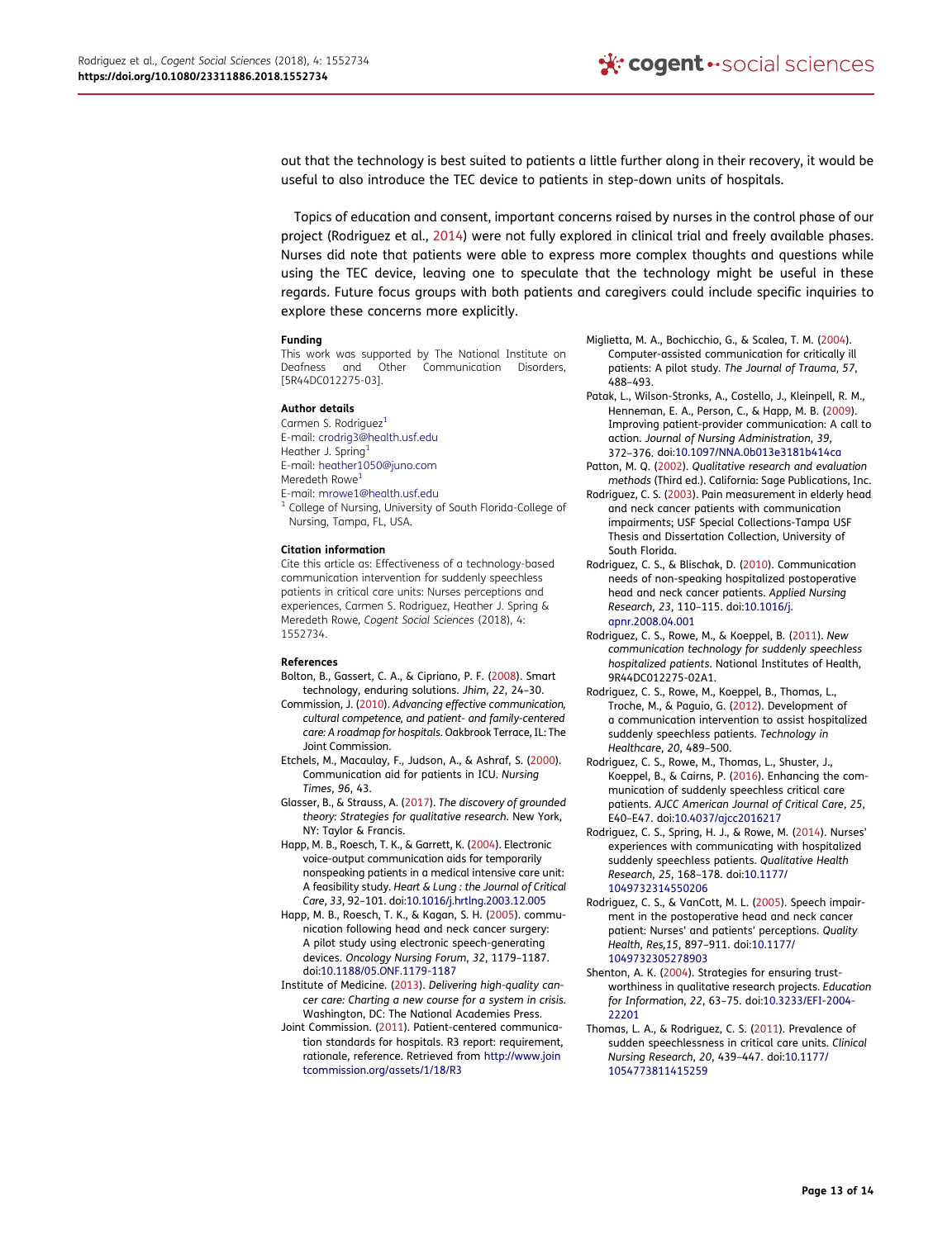out that the technology is best suited to patients a little further along in their recovery, it would be useful to also introduce the TEC device to patients in step-down units of hospitals.

Topics of education and consent, important concerns raised by nurses in the control phase of our project (Rodriguez et al., 2014) were not fully explored in clinical trial and freely available phases. Nurses did note that patients were able to express more complex thoughts and questions while using the TEC device, leaving one to speculate that the technology might be useful in these regards. Future focus groups with both patients and caregivers could include specific inquiries to explore these concerns more explicitly.

#### Funding

This work was supported by The National Institute on Deafness and Other Communication Disorders, [5R44DC012275-03].

#### Author details

Carmen S. Rodriguez[1]
E-mail: crodrig3@health.usf.edu
Heather J. Spring[1]
E-mail: heather1050@juno.com
Meredeth Rowe[1]
E-mail: mrowe1@health.usf.edu
[1] College of Nursing, University of South Florida-College of Nursing, Tampa, FL, USA.

#### Citation information

Cite this article as: Effectiveness of a technology-based communication intervention for suddenly speechless patients in critical care units: Nurses perceptions and experiences, Carmen S. Rodriguez, Heather J. Spring & Meredeth Rowe, *Cogent Social Sciences* (2018), 4: 1552734.

#### References

Bolton, B., Gassert, C. A., & Cipriano, P. F. (2008). Smart technology, enduring solutions. *Jhim*, *22*, 24–30.

Commission, J. (2010). *Advancing effective communication, cultural competence, and patient- and family-centered care: A roadmap for hospitals*. Oakbrook Terrace, IL: The Joint Commission.

Etchels, M., Macaulay, F., Judson, A., & Ashraf, S. (2000). Communication aid for patients in ICU. *Nursing Times*, *96*, 43.

Glasser, B., & Strauss, A. (2017). *The discovery of grounded theory: Strategies for qualitative research*. New York, NY: Taylor & Francis.

Happ, M. B., Roesch, T. K., & Garrett, K. (2004). Electronic voice-output communication aids for temporarily nonspeaking patients in a medical intensive care unit: A feasibility study. *Heart & Lung : the Journal of Critical Care*, *33*, 92–101. doi:10.1016/j.hrtlng.2003.12.005

Happ, M. B., Roesch, T. K., & Kagan, S. H. (2005). communication following head and neck cancer surgery: A pilot study using electronic speech-generating devices. *Oncology Nursing Forum*, *32*, 1179–1187. doi:10.1188/05.ONF.1179-1187

Institute of Medicine. (2013). *Delivering high-quality cancer care: Charting a new course for a system in crisis*. Washington, DC: The National Academies Press.

Joint Commission. (2011). Patient-centered communication standards for hospitals. R3 report: requirement, rationale, reference. Retrieved from http://www.jointcommission.org/assets/1/18/R3

Miglietta, M. A., Bochicchio, G., & Scalea, T. M. (2004). Computer-assisted communication for critically ill patients: A pilot study. *The Journal of Trauma*, *57*, 488–493.

Patak, L., Wilson-Stronks, A., Costello, J., Kleinpell, R. M., Henneman, E. A., Person, C., & Happ, M. B. (2009). Improving patient-provider communication: A call to action. *Journal of Nursing Administration*, *39*, 372–376. doi:10.1097/NNA.0b013e3181b414ca

Patton, M. Q. (2002). *Qualitative research and evaluation methods* (Third ed.). California: Sage Publications, Inc.

Rodriguez, C. S. (2003). Pain measurement in elderly head and neck cancer patients with communication impairments; USF Special Collections-Tampa USF Thesis and Dissertation Collection, University of South Florida.

Rodriguez, C. S., & Blischak, D. (2010). Communication needs of non-speaking hospitalized postoperative head and neck cancer patients. *Applied Nursing Research*, *23*, 110–115. doi:10.1016/j.apnr.2008.04.001

Rodriguez, C. S., Rowe, M., & Koeppel, B. (2011). *New communication technology for suddenly speechless hospitalized patients*. National Institutes of Health, 9R44DC012275-02A1.

Rodriguez, C. S., Rowe, M., Koeppel, B., Thomas, L., Troche, M., & Paguio, G. (2012). Development of a communication intervention to assist hospitalized suddenly speechless patients. *Technology in Healthcare*, *20*, 489–500.

Rodriguez, C. S., Rowe, M., Thomas, L., Shuster, J., Koeppel, B., & Cairns, P. (2016). Enhancing the communication of suddenly speechless critical care patients. *AJCC American Journal of Critical Care*, *25*, E40–E47. doi:10.4037/ajcc2016217

Rodriguez, C. S., Spring, H. J., & Rowe, M. (2014). Nurses' experiences with communicating with hospitalized suddenly speechless patients. *Qualitative Health Research*, *25*, 168–178. doi:10.1177/1049732314550206

Rodriguez, C. S., & VanCott, M. L. (2005). Speech impairment in the postoperative head and neck cancer patient: Nurses' and patients' perceptions. *Quality Health, Res,15*, 897–911. doi:10.1177/1049732305278903

Shenton, A. K. (2004). Strategies for ensuring trustworthiness in qualitative research projects. *Education for Information*, *22*, 63–75. doi:10.3233/EFI-2004-22201

Thomas, L. A., & Rodriguez, C. S. (2011). Prevalence of sudden speechlessness in critical care units. *Clinical Nursing Research*, *20*, 439–447. doi:10.1177/1054773811415259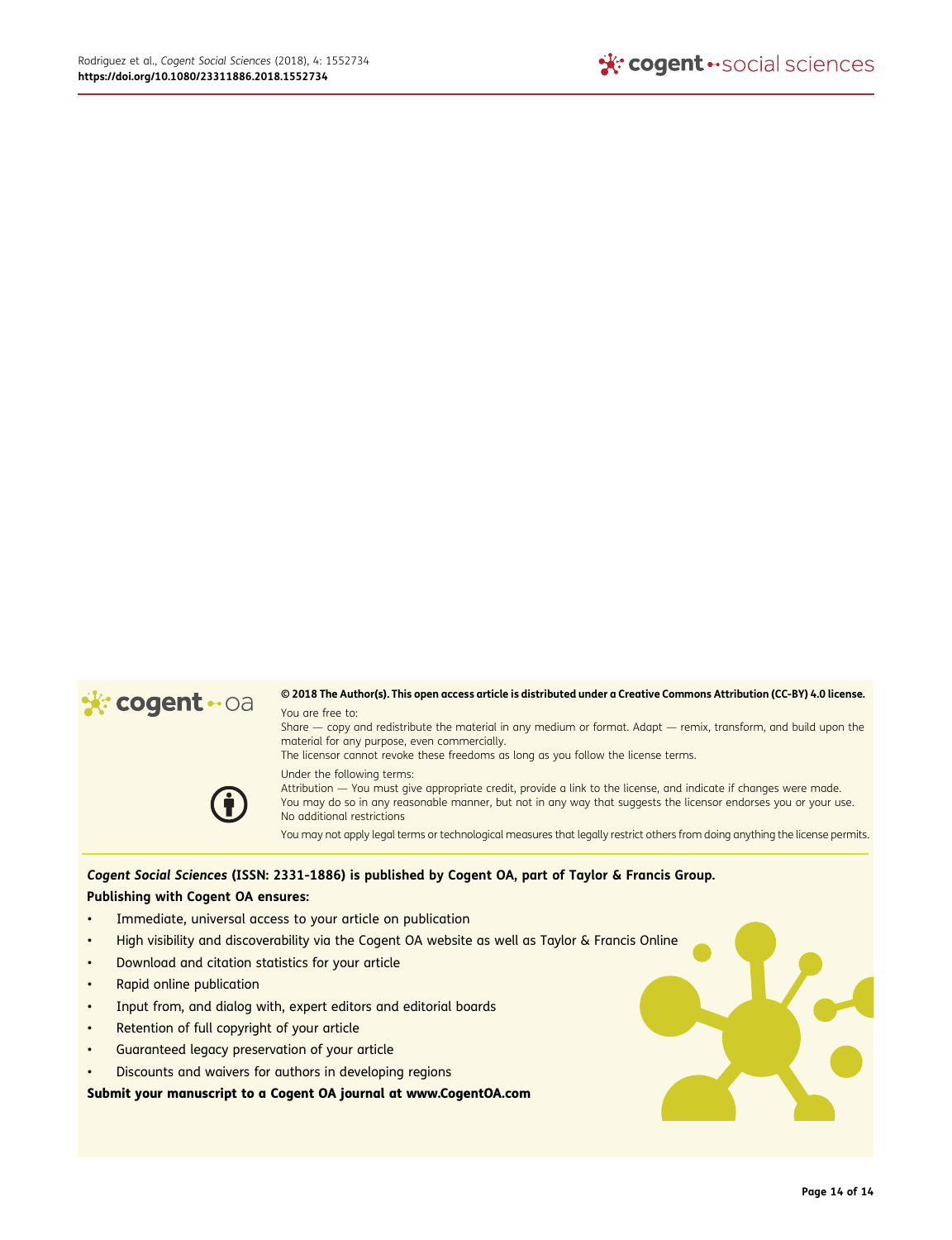**© 2018 The Author(s). This open access article is distributed under a Creative Commons Attribution (CC-BY) 4.0 license.**

You are free to:

Share — copy and redistribute the material in any medium or format. Adapt — remix, transform, and build upon the material for any purpose, even commercially.

The licensor cannot revoke these freedoms as long as you follow the license terms.

Under the following terms:

Attribution — You must give appropriate credit, provide a link to the license, and indicate if changes were made. You may do so in any reasonable manner, but not in any way that suggests the licensor endorses you or your use.

No additional restrictions

You may not apply legal terms or technological measures that legally restrict others from doing anything the license permits.

***Cogent Social Sciences*** **(ISSN: 2331-1886) is published by Cogent OA, part of Taylor & Francis Group.**

**Publishing with Cogent OA ensures:**

- Immediate, universal access to your article on publication
- High visibility and discoverability via the Cogent OA website as well as Taylor & Francis Online
- Download and citation statistics for your article
- Rapid online publication
- Input from, and dialog with, expert editors and editorial boards
- Retention of full copyright of your article
- Guaranteed legacy preservation of your article
- Discounts and waivers for authors in developing regions

**Submit your manuscript to a Cogent OA journal at www.CogentOA.com**